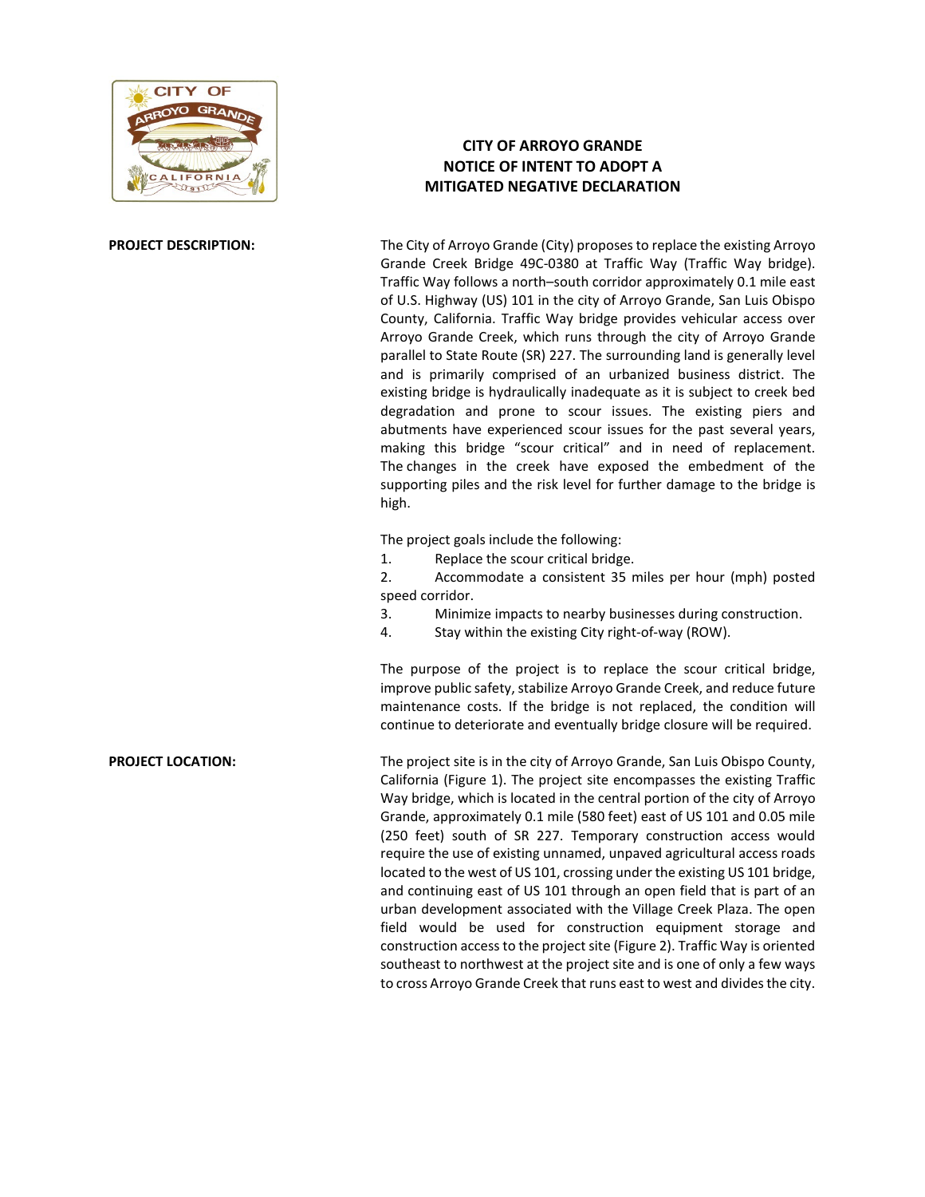# CITY OF ARROYO GRANDE
# NOTICE OF INTENT TO ADOPT A MITIGATED NEGATIVE DECLARATION

**PROJECT DESCRIPTION:**

The City of Arroyo Grande (City) proposes to replace the existing Arroyo Grande Creek Bridge 49C-0380 at Traffic Way (Traffic Way bridge). Traffic Way follows a north–south corridor approximately 0.1 mile east of U.S. Highway (US) 101 in the city of Arroyo Grande, San Luis Obispo County, California. Traffic Way bridge provides vehicular access over Arroyo Grande Creek, which runs through the city of Arroyo Grande parallel to State Route (SR) 227. The surrounding land is generally level and is primarily comprised of an urbanized business district. The existing bridge is hydraulically inadequate as it is subject to creek bed degradation and prone to scour issues. The existing piers and abutments have experienced scour issues for the past several years, making this bridge "scour critical" and in need of replacement. The changes in the creek have exposed the embedment of the supporting piles and the risk level for further damage to the bridge is high.

The project goals include the following:

1. Replace the scour critical bridge.
2. Accommodate a consistent 35 miles per hour (mph) posted speed corridor.
3. Minimize impacts to nearby businesses during construction.
4. Stay within the existing City right-of-way (ROW).

The purpose of the project is to replace the scour critical bridge, improve public safety, stabilize Arroyo Grande Creek, and reduce future maintenance costs. If the bridge is not replaced, the condition will continue to deteriorate and eventually bridge closure will be required.

**PROJECT LOCATION:**

The project site is in the city of Arroyo Grande, San Luis Obispo County, California (Figure 1). The project site encompasses the existing Traffic Way bridge, which is located in the central portion of the city of Arroyo Grande, approximately 0.1 mile (580 feet) east of US 101 and 0.05 mile (250 feet) south of SR 227. Temporary construction access would require the use of existing unnamed, unpaved agricultural access roads located to the west of US 101, crossing under the existing US 101 bridge, and continuing east of US 101 through an open field that is part of an urban development associated with the Village Creek Plaza. The open field would be used for construction equipment storage and construction access to the project site (Figure 2). Traffic Way is oriented southeast to northwest at the project site and is one of only a few ways to cross Arroyo Grande Creek that runs east to west and divides the city.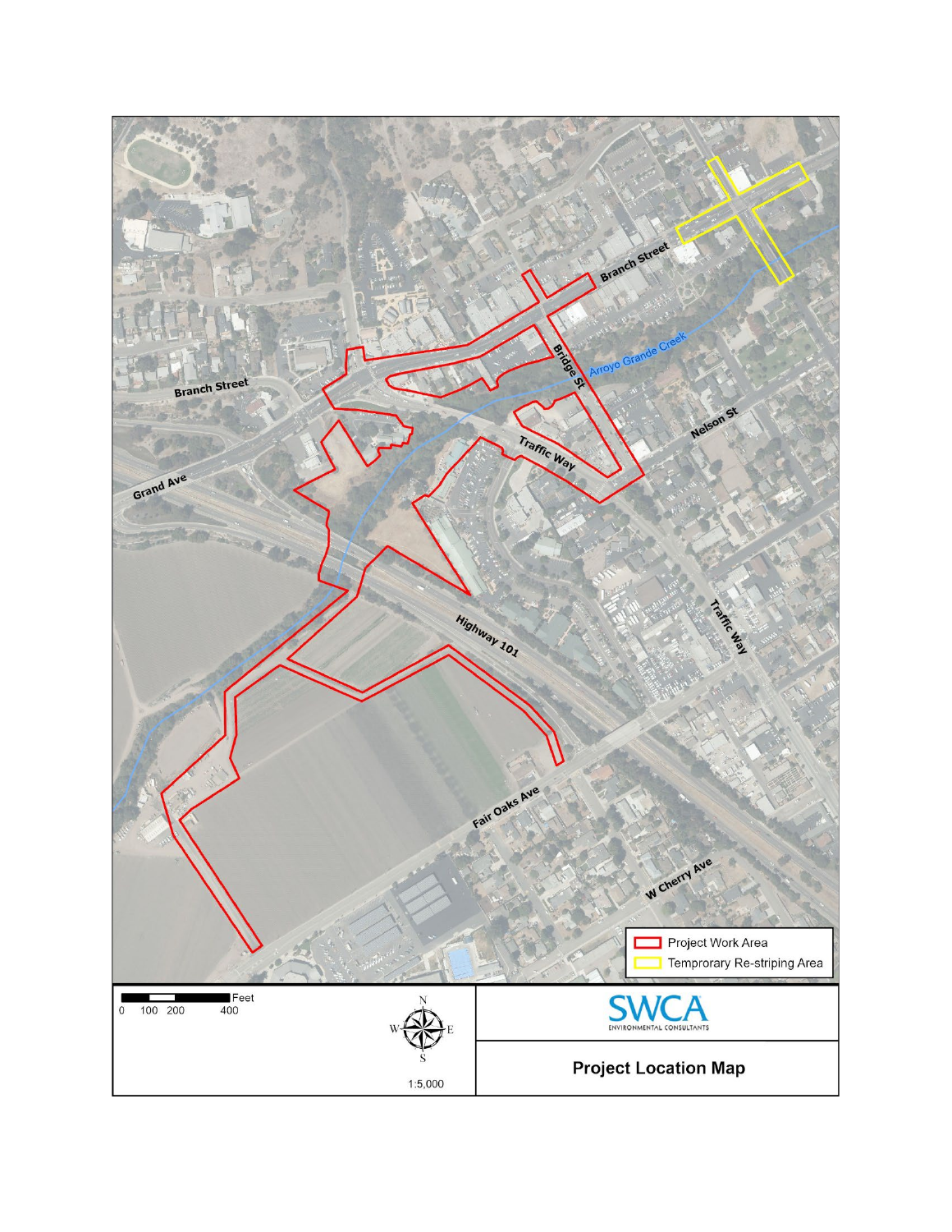Branch Street

Branch Street

Bridge St

Arroyo Grande Creek

Nelson St

Traffic Way

Grand Ave

Highway 101

Traffic Way

Fair Oaks Ave

W Cherry Ave

Project Work Area

Temprorary Re-striping Area

Feet

0 100 200 400

1:5,000

SWCA ENVIRONMENTAL CONSULTANTS

**Project Location Map**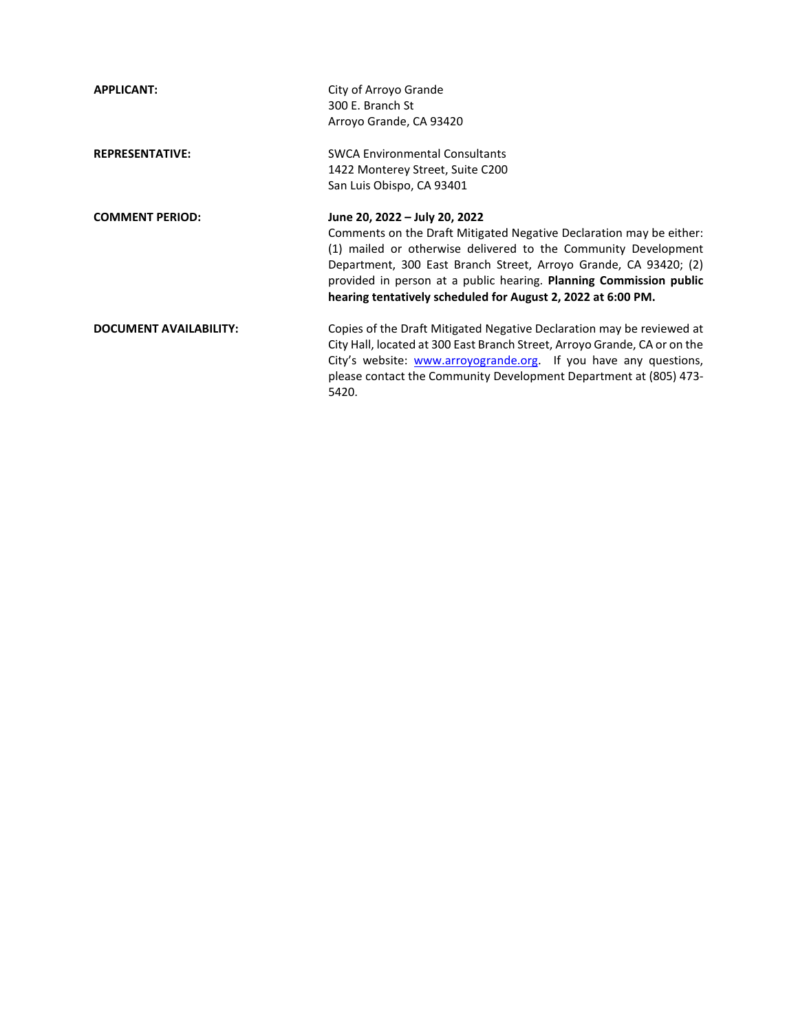| | |
|---|---|
| **APPLICANT:** | City of Arroyo Grande<br>300 E. Branch St<br>Arroyo Grande, CA 93420 |
| **REPRESENTATIVE:** | SWCA Environmental Consultants<br>1422 Monterey Street, Suite C200<br>San Luis Obispo, CA 93401 |
| **COMMENT PERIOD:** | **June 20, 2022 – July 20, 2022**<br>Comments on the Draft Mitigated Negative Declaration may be either: (1) mailed or otherwise delivered to the Community Development Department, 300 East Branch Street, Arroyo Grande, CA 93420; (2) provided in person at a public hearing. **Planning Commission public hearing tentatively scheduled for August 2, 2022 at 6:00 PM.** |
| **DOCUMENT AVAILABILITY:** | Copies of the Draft Mitigated Negative Declaration may be reviewed at City Hall, located at 300 East Branch Street, Arroyo Grande, CA or on the City's website: [www.arroyogrande.org](http://www.arroyogrande.org). If you have any questions, please contact the Community Development Department at (805) 473-5420. |